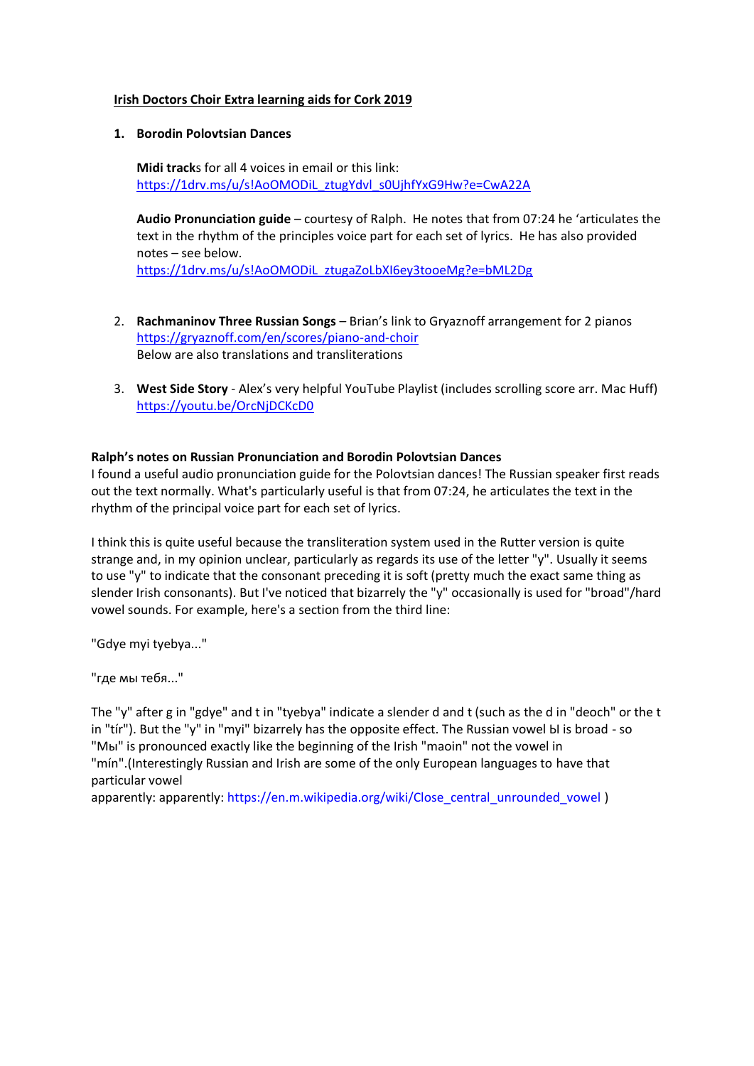## Irish Doctors Choir Extra learning aids for Cork 2019

1. **Borodin Polovtsian Dances**

   **Midi tracks** for all 4 voices in email or this link:
   https://1drv.ms/u/s!AoOMODiL_ztugYdvl_s0UjhfYxG9Hw?e=CwA22A

   **Audio Pronunciation guide** – courtesy of Ralph. He notes that from 07:24 he 'articulates the text in the rhythm of the principles voice part for each set of lyrics. He has also provided notes – see below.
   https://1drv.ms/u/s!AoOMODiL_ztugaZoLbXI6ey3tooeMg?e=bML2Dg

2. **Rachmaninov Three Russian Songs** – Brian's link to Gryaznoff arrangement for 2 pianos
   https://gryaznoff.com/en/scores/piano-and-choir
   Below are also translations and transliterations

3. **West Side Story** - Alex's very helpful YouTube Playlist (includes scrolling score arr. Mac Huff)
   https://youtu.be/OrcNjDCKcD0

**Ralph's notes on Russian Pronunciation and Borodin Polovtsian Dances**

I found a useful audio pronunciation guide for the Polovtsian dances! The Russian speaker first reads out the text normally. What's particularly useful is that from 07:24, he articulates the text in the rhythm of the principal voice part for each set of lyrics.

I think this is quite useful because the transliteration system used in the Rutter version is quite strange and, in my opinion unclear, particularly as regards its use of the letter "y". Usually it seems to use "y" to indicate that the consonant preceding it is soft (pretty much the exact same thing as slender Irish consonants). But I've noticed that bizarrely the "y" occasionally is used for "broad"/hard vowel sounds. For example, here's a section from the third line:

"Gdye myi tyebya..."

"где мы тебя..."

The "y" after g in "gdye" and t in "tyebya" indicate a slender d and t (such as the d in "deoch" or the t in "tír"). But the "y" in "myi" bizarrely has the opposite effect. The Russian vowel ы is broad - so "Мы" is pronounced exactly like the beginning of the Irish "maoin" not the vowel in "mín".(Interestingly Russian and Irish are some of the only European languages to have that particular vowel
apparently: apparently: https://en.m.wikipedia.org/wiki/Close_central_unrounded_vowel )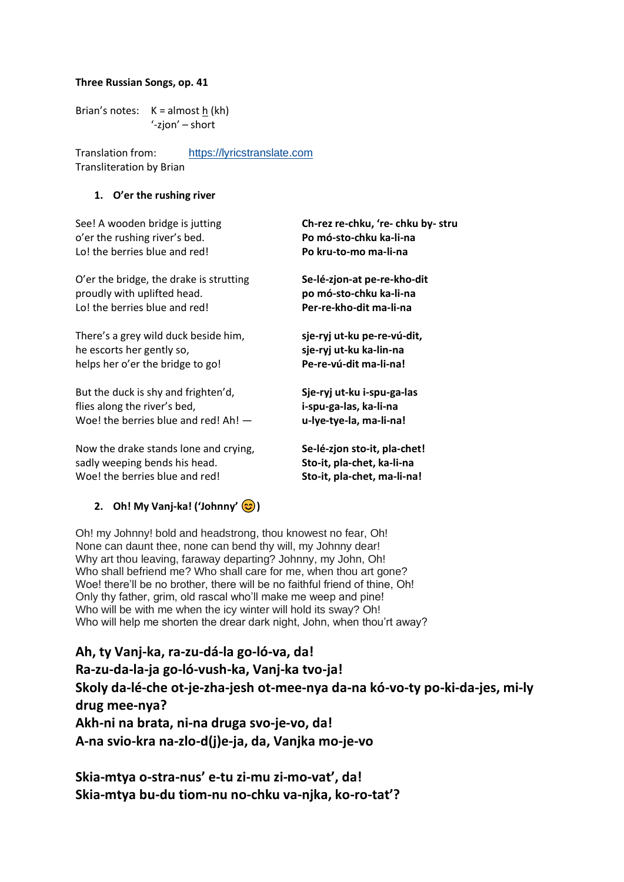**Three Russian Songs, op. 41**

Brian's notes: K = almost h (kh)
'-zjon' – short

Translation from: https://lyricstranslate.com
Transliteration by Brian

1. **O'er the rushing river**

See! A wooden bridge is jutting
o'er the rushing river's bed.
Lo! the berries blue and red!

**Ch-rez re-chku, 're- chku by- stru**
**Po mó-sto-chku ka-li-na**
**Po kru-to-mo ma-li-na**

O'er the bridge, the drake is strutting
proudly with uplifted head.
Lo! the berries blue and red!

**Se-lé-zjon-at pe-re-kho-dit**
**po mó-sto-chku ka-li-na**
**Per-re-kho-dit ma-li-na**

There's a grey wild duck beside him,
he escorts her gently so,
helps her o'er the bridge to go!

**sje-ryj ut-ku pe-re-vú-dit,**
**sje-ryj ut-ku ka-lin-na**
**Pe-re-vú-dit ma-li-na!**

But the duck is shy and frighten'd,
flies along the river's bed,
Woe! the berries blue and red! Ah! —

**Sje-ryj ut-ku i-spu-ga-las**
**i-spu-ga-las, ka-li-na**
**u-lye-tye-la, ma-li-na!**

Now the drake stands lone and crying,
sadly weeping bends his head.
Woe! the berries blue and red!

**Se-lé-zjon sto-it, pla-chet!**
**Sto-it, pla-chet, ka-li-na**
**Sto-it, pla-chet, ma-li-na!**

2. **Oh! My Vanj-ka! ('Johnny' 😊)**

Oh! my Johnny! bold and headstrong, thou knowest no fear, Oh!
None can daunt thee, none can bend thy will, my Johnny dear!
Why art thou leaving, faraway departing? Johnny, my John, Oh!
Who shall befriend me? Who shall care for me, when thou art gone?
Woe! there'll be no brother, there will be no faithful friend of thine, Oh!
Only thy father, grim, old rascal who'll make me weep and pine!
Who will be with me when the icy winter will hold its sway? Oh!
Who will help me shorten the drear dark night, John, when thou'rt away?

**Ah, ty Vanj-ka, ra-zu-dá-la go-ló-va, da!**
**Ra-zu-da-la-ja go-ló-vush-ka, Vanj-ka tvo-ja!**
**Skoly da-lé-che ot-je-zha-jesh ot-mee-nya da-na kó-vo-ty po-ki-da-jes, mi-ly drug mee-nya?**
**Akh-ni na brata, ni-na druga svo-je-vo, da!**
**A-na svio-kra na-zlo-d(j)e-ja, da, Vanjka mo-je-vo**

**Skia-mtya o-stra-nus' e-tu zi-mu zi-mo-vat', da!**
**Skia-mtya bu-du tiom-nu no-chku va-njka, ko-ro-tat'?**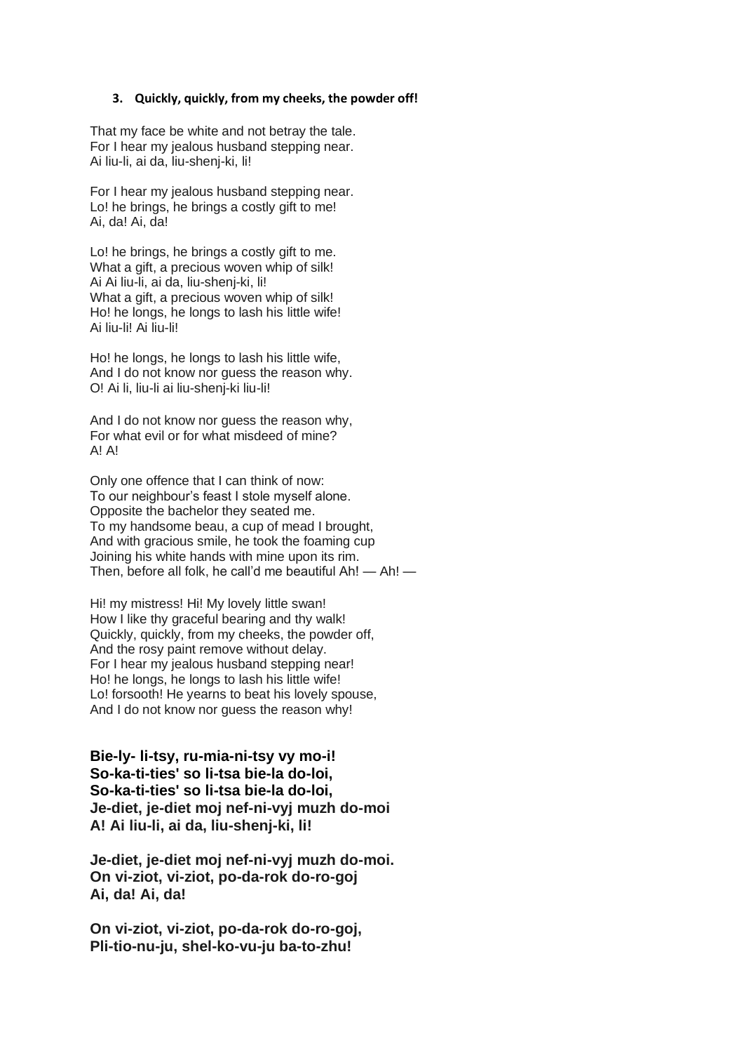### 3. Quickly, quickly, from my cheeks, the powder off!

That my face be white and not betray the tale.
For I hear my jealous husband stepping near.
Ai liu-li, ai da, liu-shenj-ki, li!

For I hear my jealous husband stepping near.
Lo! he brings, he brings a costly gift to me!
Ai, da! Ai, da!

Lo! he brings, he brings a costly gift to me.
What a gift, a precious woven whip of silk!
Ai Ai liu-li, ai da, liu-shenj-ki, li!
What a gift, a precious woven whip of silk!
Ho! he longs, he longs to lash his little wife!
Ai liu-li! Ai liu-li!

Ho! he longs, he longs to lash his little wife,
And I do not know nor guess the reason why.
O! Ai li, liu-li ai liu-shenj-ki liu-li!

And I do not know nor guess the reason why,
For what evil or for what misdeed of mine?
A! A!

Only one offence that I can think of now:
To our neighbour's feast I stole myself alone.
Opposite the bachelor they seated me.
To my handsome beau, a cup of mead I brought,
And with gracious smile, he took the foaming cup
Joining his white hands with mine upon its rim.
Then, before all folk, he call'd me beautiful Ah! — Ah! —

Hi! my mistress! Hi! My lovely little swan!
How I like thy graceful bearing and thy walk!
Quickly, quickly, from my cheeks, the powder off,
And the rosy paint remove without delay.
For I hear my jealous husband stepping near!
Ho! he longs, he longs to lash his little wife!
Lo! forsooth! He yearns to beat his lovely spouse,
And I do not know nor guess the reason why!

**Bie-ly- li-tsy, ru-mia-ni-tsy vy mo-i!**
**So-ka-ti-ties' so li-tsa bie-la do-loi,**
**So-ka-ti-ties' so li-tsa bie-la do-loi,**
**Je-diet, je-diet moj nef-ni-vyj muzh do-moi**
**A! Ai liu-li, ai da, liu-shenj-ki, li!**

**Je-diet, je-diet moj nef-ni-vyj muzh do-moi.**
**On vi-ziot, vi-ziot, po-da-rok do-ro-goj**
**Ai, da! Ai, da!**

**On vi-ziot, vi-ziot, po-da-rok do-ro-goj,**
**Pli-tio-nu-ju, shel-ko-vu-ju ba-to-zhu!**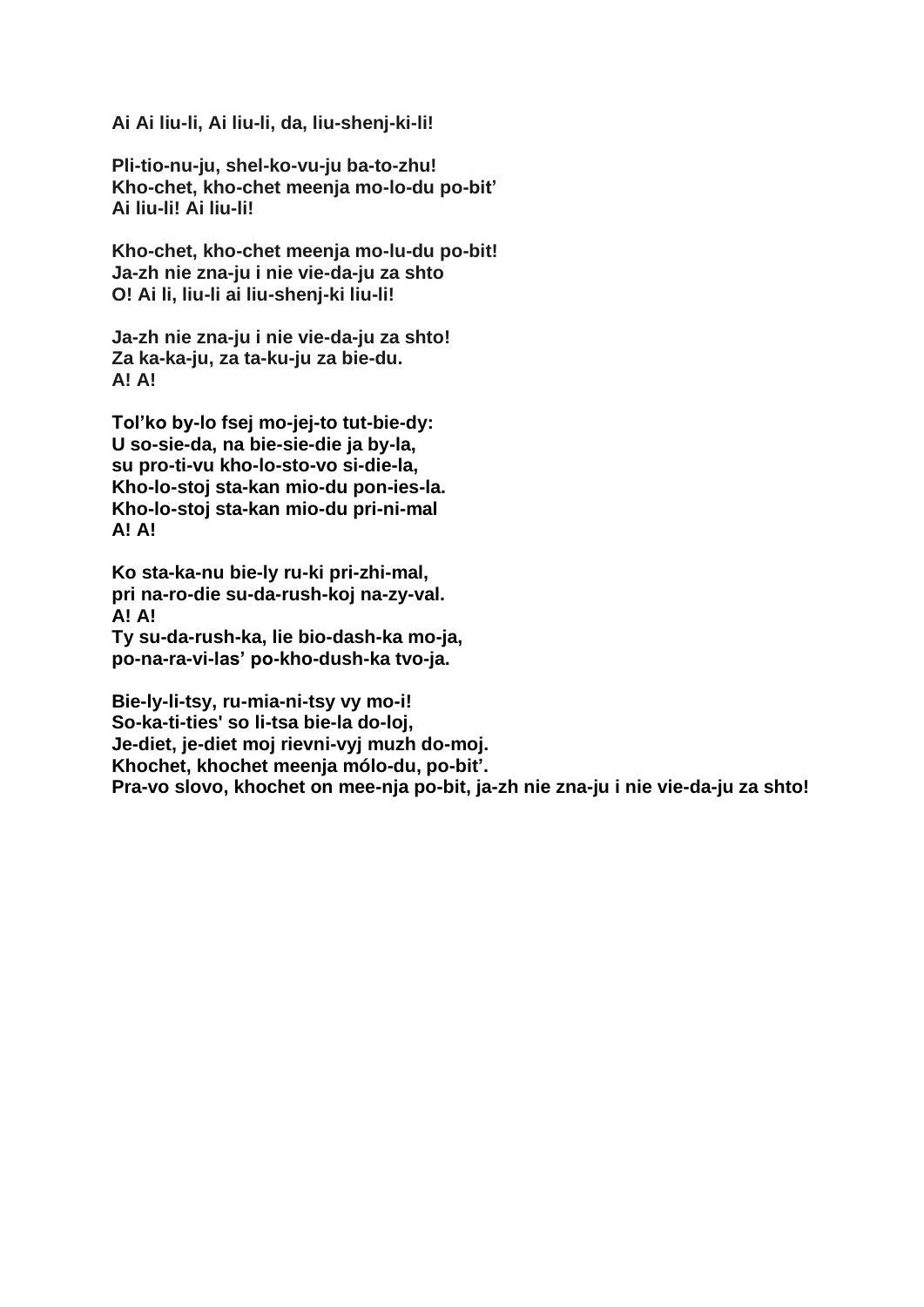**Ai Ai liu-li, Ai liu-li, da, liu-shenj-ki-li!**

**Pli-tio-nu-ju, shel-ko-vu-ju ba-to-zhu!**
**Kho-chet, kho-chet meenja mo-lo-du po-bit'**
**Ai liu-li! Ai liu-li!**

**Kho-chet, kho-chet meenja mo-lu-du po-bit!**
**Ja-zh nie zna-ju i nie vie-da-ju za shto**
**O! Ai li, liu-li ai liu-shenj-ki liu-li!**

**Ja-zh nie zna-ju i nie vie-da-ju za shto!**
**Za ka-ka-ju, za ta-ku-ju za bie-du.**
**A! A!**

**Tol'ko by-lo fsej mo-jej-to tut-bie-dy:**
**U so-sie-da, na bie-sie-die ja by-la,**
**su pro-ti-vu kho-lo-sto-vo si-die-la,**
**Kho-lo-stoj sta-kan mio-du pon-ies-la.**
**Kho-lo-stoj sta-kan mio-du pri-ni-mal**
**A! A!**

**Ko sta-ka-nu bie-ly ru-ki pri-zhi-mal,**
**pri na-ro-die su-da-rush-koj na-zy-val.**
**A! A!**
**Ty su-da-rush-ka, lie bio-dash-ka mo-ja,**
**po-na-ra-vi-las' po-kho-dush-ka tvo-ja.**

**Bie-ly-li-tsy, ru-mia-ni-tsy vy mo-i!**
**So-ka-ti-ties' so li-tsa bie-la do-loj,**
**Je-diet, je-diet moj rievni-vyj muzh do-moj.**
**Khochet, khochet meenja mólo-du, po-bit'.**
**Pra-vo slovo, khochet on mee-nja po-bit, ja-zh nie zna-ju i nie vie-da-ju za shto!**